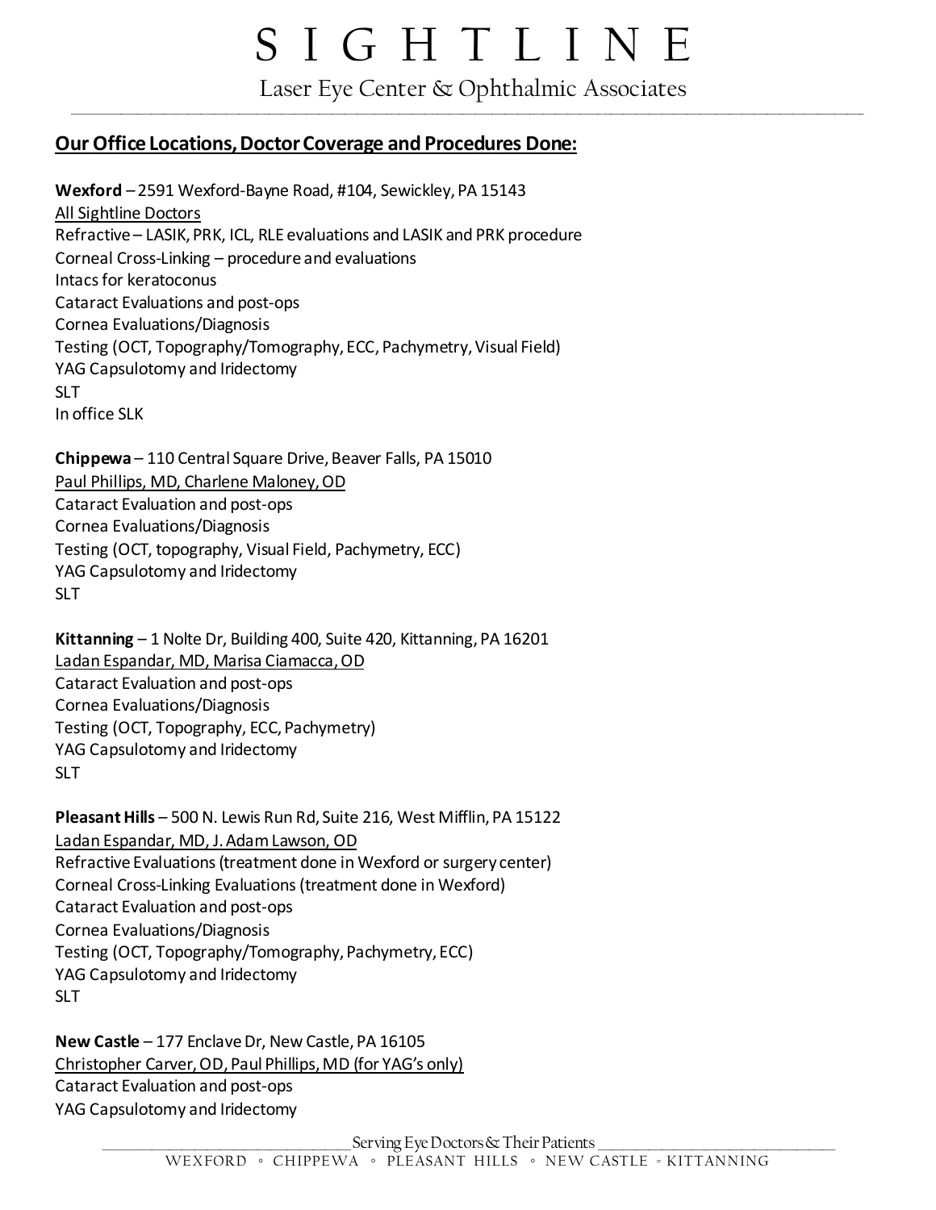# SIGHTLINE

Laser Eye Center & Ophthalmic Associates

## Our Office Locations, Doctor Coverage and Procedures Done:

**Wexford** – 2591 Wexford-Bayne Road, #104, Sewickley, PA 15143
All Sightline Doctors
Refractive – LASIK, PRK, ICL, RLE evaluations and LASIK and PRK procedure
Corneal Cross-Linking – procedure and evaluations
Intacs for keratoconus
Cataract Evaluations and post-ops
Cornea Evaluations/Diagnosis
Testing (OCT, Topography/Tomography, ECC, Pachymetry, Visual Field)
YAG Capsulotomy and Iridectomy
SLT
In office SLK

**Chippewa** – 110 Central Square Drive, Beaver Falls, PA 15010
Paul Phillips, MD, Charlene Maloney, OD
Cataract Evaluation and post-ops
Cornea Evaluations/Diagnosis
Testing (OCT, topography, Visual Field, Pachymetry, ECC)
YAG Capsulotomy and Iridectomy
SLT

**Kittanning** – 1 Nolte Dr, Building 400, Suite 420, Kittanning, PA 16201
Ladan Espandar, MD, Marisa Ciamacca, OD
Cataract Evaluation and post-ops
Cornea Evaluations/Diagnosis
Testing (OCT, Topography, ECC, Pachymetry)
YAG Capsulotomy and Iridectomy
SLT

**Pleasant Hills** – 500 N. Lewis Run Rd, Suite 216, West Mifflin, PA 15122
Ladan Espandar, MD, J. Adam Lawson, OD
Refractive Evaluations (treatment done in Wexford or surgery center)
Corneal Cross-Linking Evaluations (treatment done in Wexford)
Cataract Evaluation and post-ops
Cornea Evaluations/Diagnosis
Testing (OCT, Topography/Tomography, Pachymetry, ECC)
YAG Capsulotomy and Iridectomy
SLT

**New Castle** – 177 Enclave Dr, New Castle, PA 16105
Christopher Carver, OD, Paul Phillips, MD (for YAG's only)
Cataract Evaluation and post-ops
YAG Capsulotomy and Iridectomy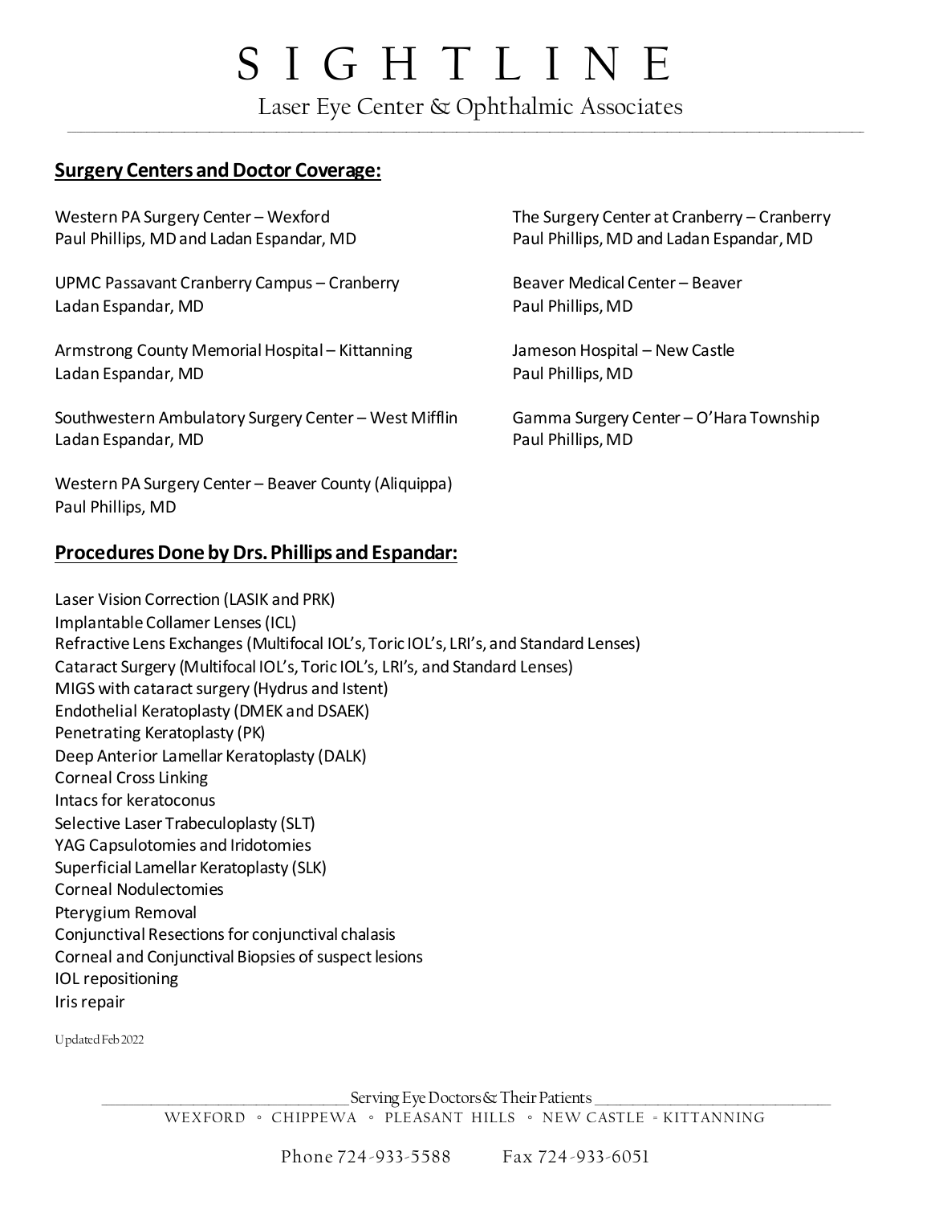# SIGHTLINE

Laser Eye Center & Ophthalmic Associates

## Surgery Centers and Doctor Coverage:

Western PA Surgery Center – Wexford
Paul Phillips, MD and Ladan Espandar, MD

UPMC Passavant Cranberry Campus – Cranberry
Ladan Espandar, MD

Armstrong County Memorial Hospital – Kittanning
Ladan Espandar, MD

Southwestern Ambulatory Surgery Center – West Mifflin
Ladan Espandar, MD

Western PA Surgery Center – Beaver County (Aliquippa)
Paul Phillips, MD

The Surgery Center at Cranberry – Cranberry
Paul Phillips, MD and Ladan Espandar, MD

Beaver Medical Center – Beaver
Paul Phillips, MD

Jameson Hospital – New Castle
Paul Phillips, MD

Gamma Surgery Center – O'Hara Township
Paul Phillips, MD

## Procedures Done by Drs. Phillips and Espandar:

Laser Vision Correction (LASIK and PRK)
Implantable Collamer Lenses (ICL)
Refractive Lens Exchanges (Multifocal IOL's, Toric IOL's, LRI's, and Standard Lenses)
Cataract Surgery (Multifocal IOL's, Toric IOL's, LRI's, and Standard Lenses)
MIGS with cataract surgery (Hydrus and Istent)
Endothelial Keratoplasty (DMEK and DSAEK)
Penetrating Keratoplasty (PK)
Deep Anterior Lamellar Keratoplasty (DALK)
Corneal Cross Linking
Intacs for keratoconus
Selective Laser Trabeculoplasty (SLT)
YAG Capsulotomies and Iridotomies
Superficial Lamellar Keratoplasty (SLK)
Corneal Nodulectomies
Pterygium Removal
Conjunctival Resections for conjunctival chalasis
Corneal and Conjunctival Biopsies of suspect lesions
IOL repositioning
Iris repair

Updated Feb 2022

Serving Eye Doctors & Their Patients

WEXFORD ◦ CHIPPEWA ◦ PLEASANT HILLS ◦ NEW CASTLE ◦ KITTANNING

Phone 724-933-5588 Fax 724-933-6051